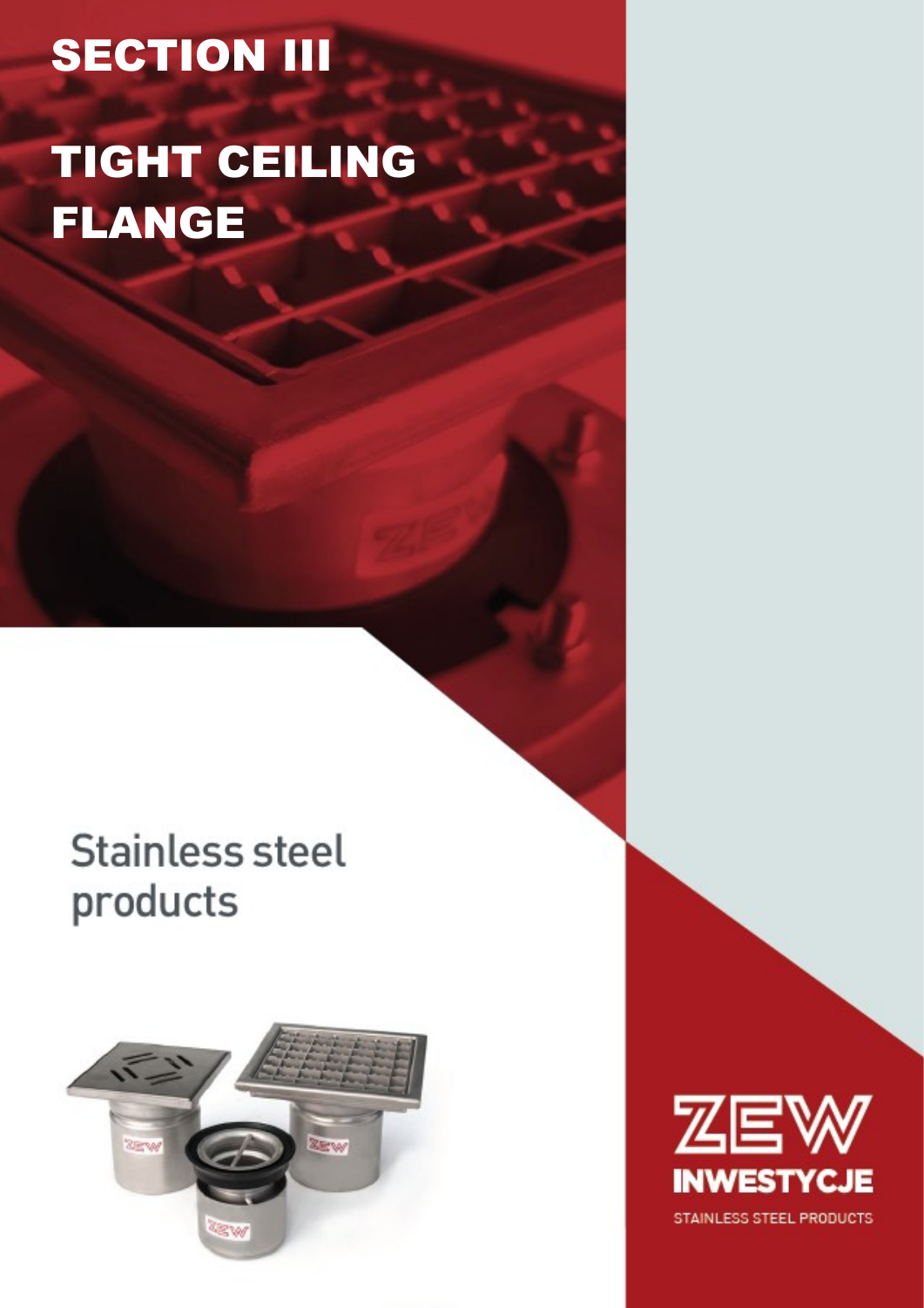# SECTION III

# TIGHT CEILING FLANGE

## Stainless steel products

ZEW INWESTYCJE

STAINLESS STEEL PRODUCTS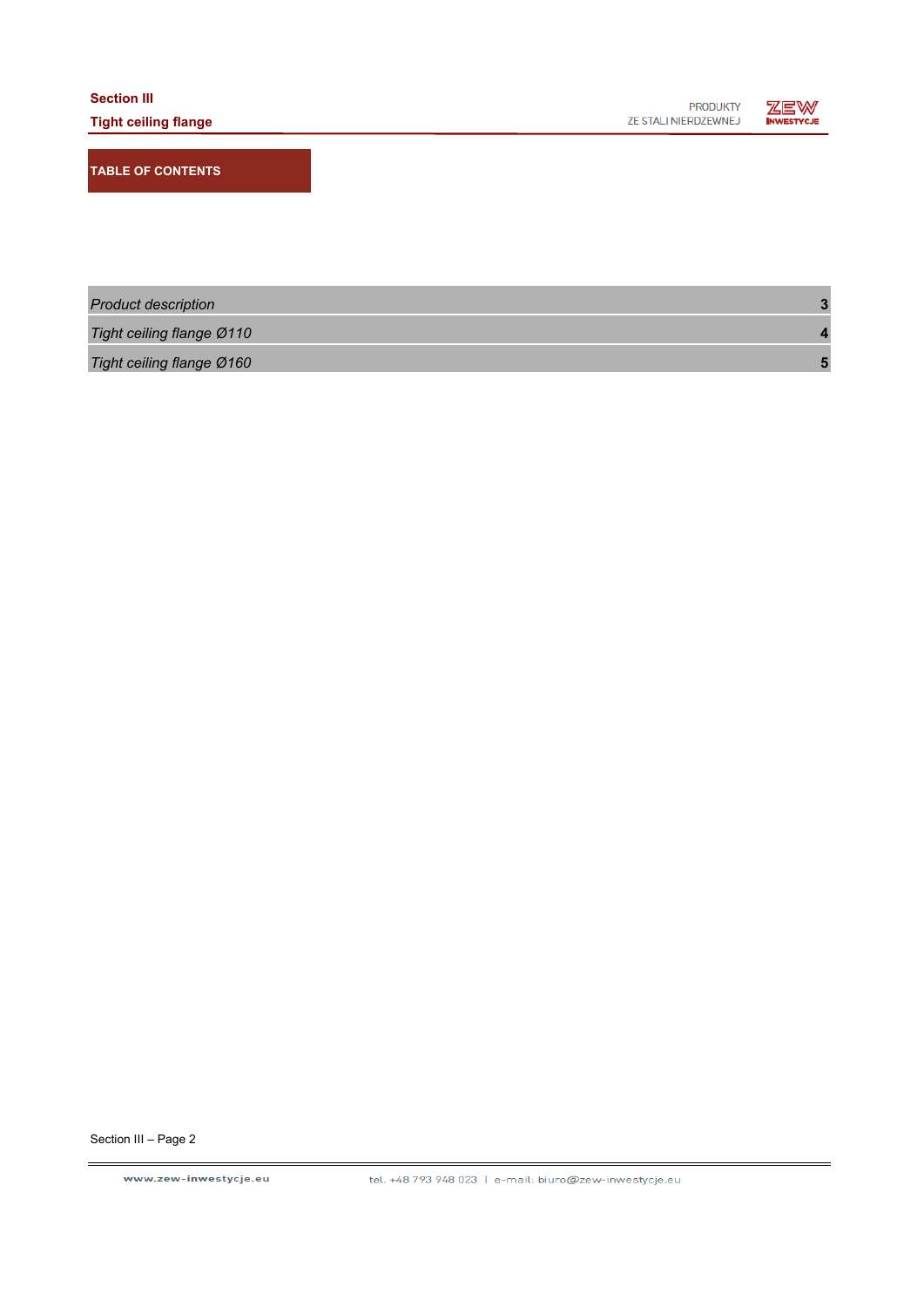## TABLE OF CONTENTS

| | |
|---|---|
| *Product description* | **3** |
| *Tight ceiling flange Ø110* | **4** |
| *Tight ceiling flange Ø160* | **5** |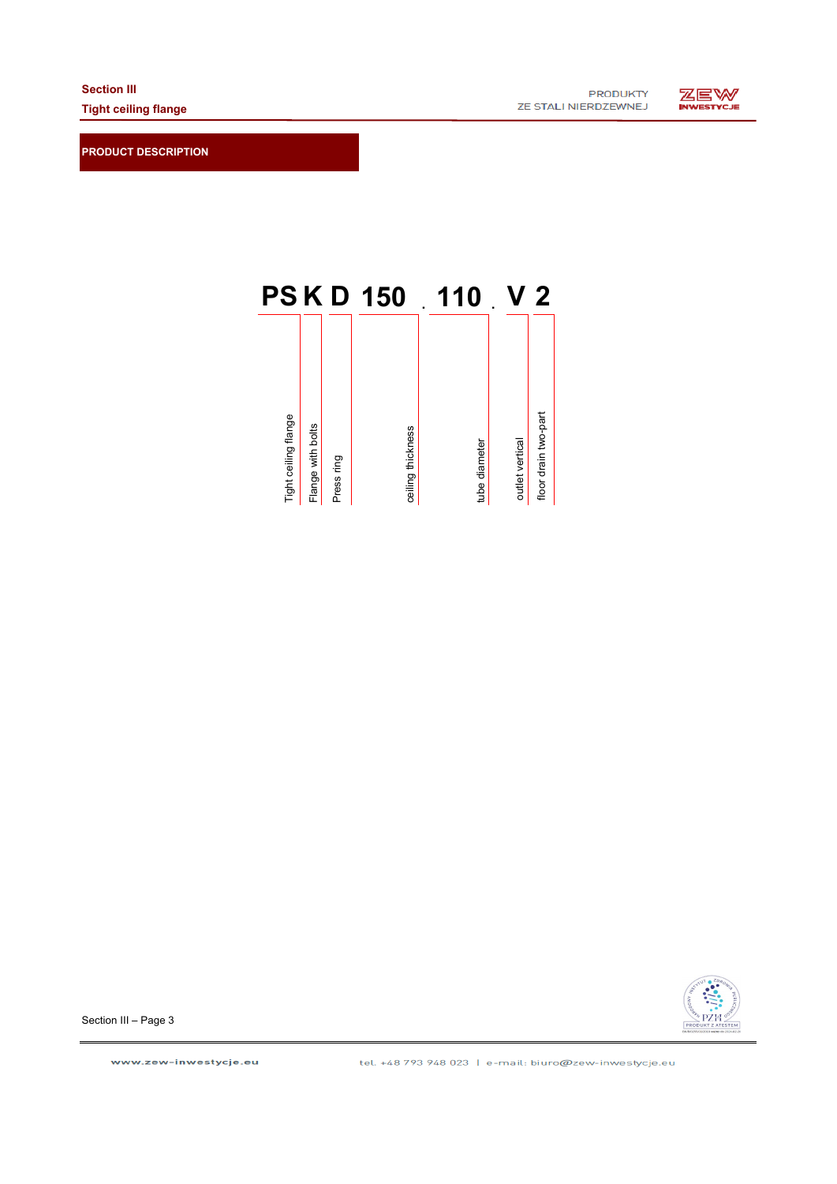## PRODUCT DESCRIPTION

**PS K D 150 . 110 . V 2**

| Code | Meaning |
|---|---|
| PS | Tight ceiling flange |
| K | Flange with bolts |
| D | Press ring |
| 150 | ceiling thickness |
| 110 | tube diameter |
| V | outlet vertical |
| 2 | floor drain two-part |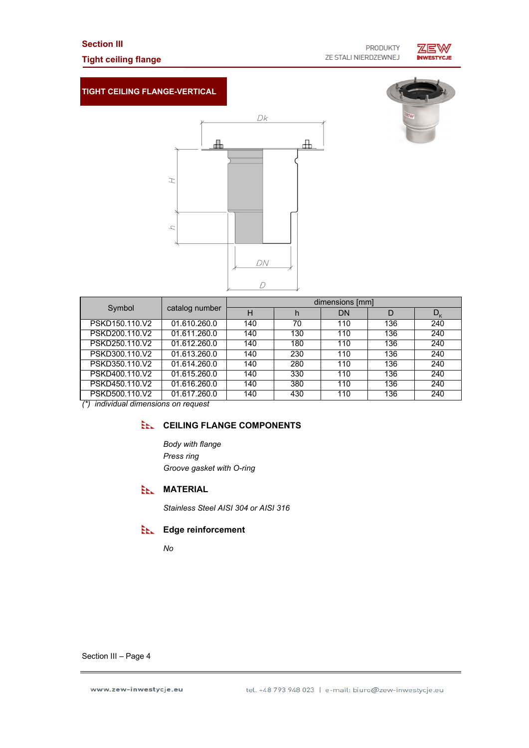# Section III

## Tight ceiling flange

### TIGHT CEILING FLANGE-VERTICAL

| Symbol | catalog number | dimensions [mm] | | | | |
|---|---|---|---|---|---|---|
| | | H | h | DN | D | $D_K$ |
| PSKD150.110.V2 | 01.610.260.0 | 140 | 70 | 110 | 136 | 240 |
| PSKD200.110.V2 | 01.611.260.0 | 140 | 130 | 110 | 136 | 240 |
| PSKD250.110.V2 | 01.612.260.0 | 140 | 180 | 110 | 136 | 240 |
| PSKD300.110.V2 | 01.613.260.0 | 140 | 230 | 110 | 136 | 240 |
| PSKD350.110.V2 | 01.614.260.0 | 140 | 280 | 110 | 136 | 240 |
| PSKD400.110.V2 | 01.615.260.0 | 140 | 330 | 110 | 136 | 240 |
| PSKD450.110.V2 | 01.616.260.0 | 140 | 380 | 110 | 136 | 240 |
| PSKD500.110.V2 | 01.617.260.0 | 140 | 430 | 110 | 136 | 240 |

*(\*) individual dimensions on request*

### CEILING FLANGE COMPONENTS

*Body with flange*
*Press ring*
*Groove gasket with O-ring*

### MATERIAL

*Stainless Steel AISI 304 or AISI 316*

### Edge reinforcement

*No*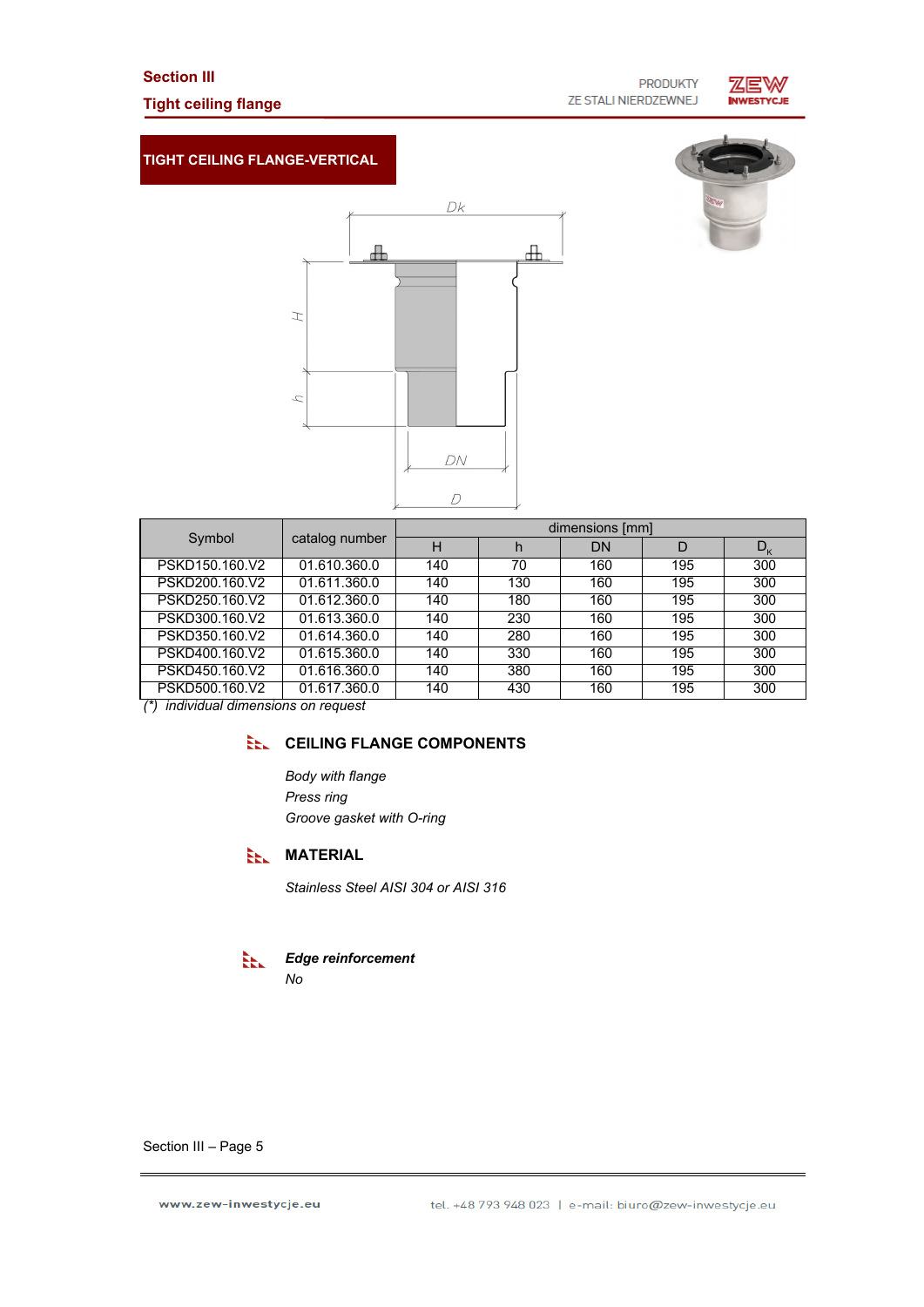# TIGHT CEILING FLANGE-VERTICAL

| Symbol | catalog number | dimensions [mm] | | | | |
|---|---|---|---|---|---|---|
| | | H | h | DN | D | $D_K$ |
| PSKD150.160.V2 | 01.610.360.0 | 140 | 70 | 160 | 195 | 300 |
| PSKD200.160.V2 | 01.611.360.0 | 140 | 130 | 160 | 195 | 300 |
| PSKD250.160.V2 | 01.612.360.0 | 140 | 180 | 160 | 195 | 300 |
| PSKD300.160.V2 | 01.613.360.0 | 140 | 230 | 160 | 195 | 300 |
| PSKD350.160.V2 | 01.614.360.0 | 140 | 280 | 160 | 195 | 300 |
| PSKD400.160.V2 | 01.615.360.0 | 140 | 330 | 160 | 195 | 300 |
| PSKD450.160.V2 | 01.616.360.0 | 140 | 380 | 160 | 195 | 300 |
| PSKD500.160.V2 | 01.617.360.0 | 140 | 430 | 160 | 195 | 300 |

*(\*) individual dimensions on request*

## CEILING FLANGE COMPONENTS

*Body with flange*
*Press ring*
*Groove gasket with O-ring*

## MATERIAL

*Stainless Steel AISI 304 or AISI 316*

## *Edge reinforcement*

*No*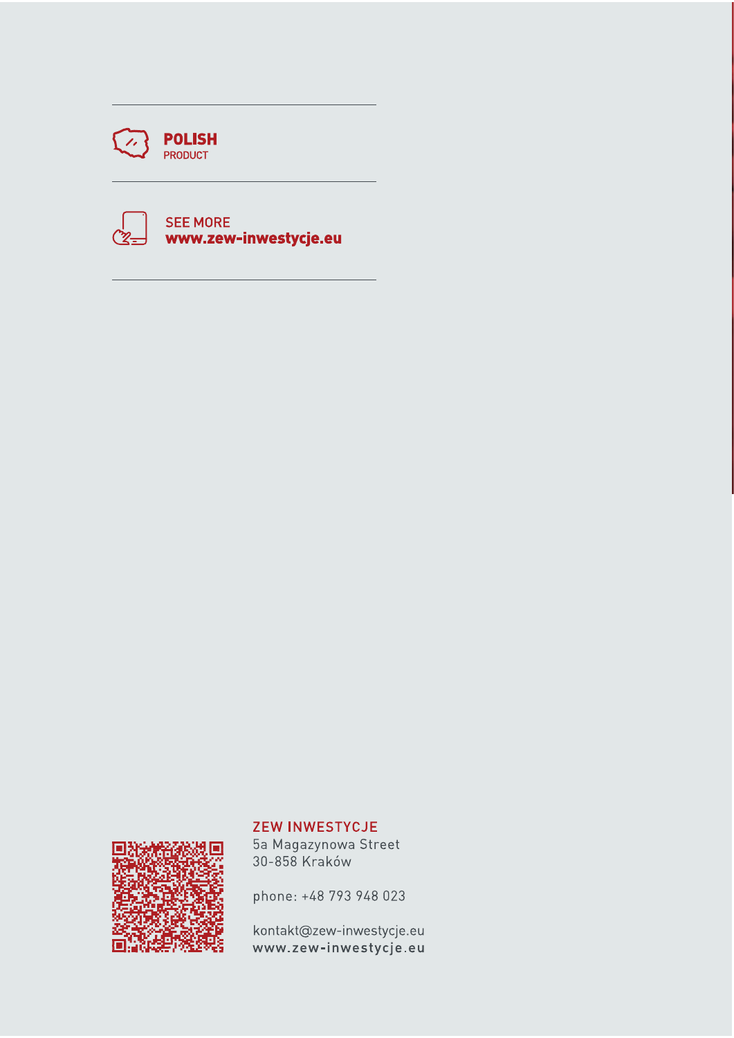**POLISH**
PRODUCT

SEE MORE
**www.zew-inwestycje.eu**

ZEW INWESTYCJE
5a Magazynowa Street
30-858 Kraków

phone: +48 793 948 023

kontakt@zew-inwestycje.eu
www.zew-inwestycje.eu